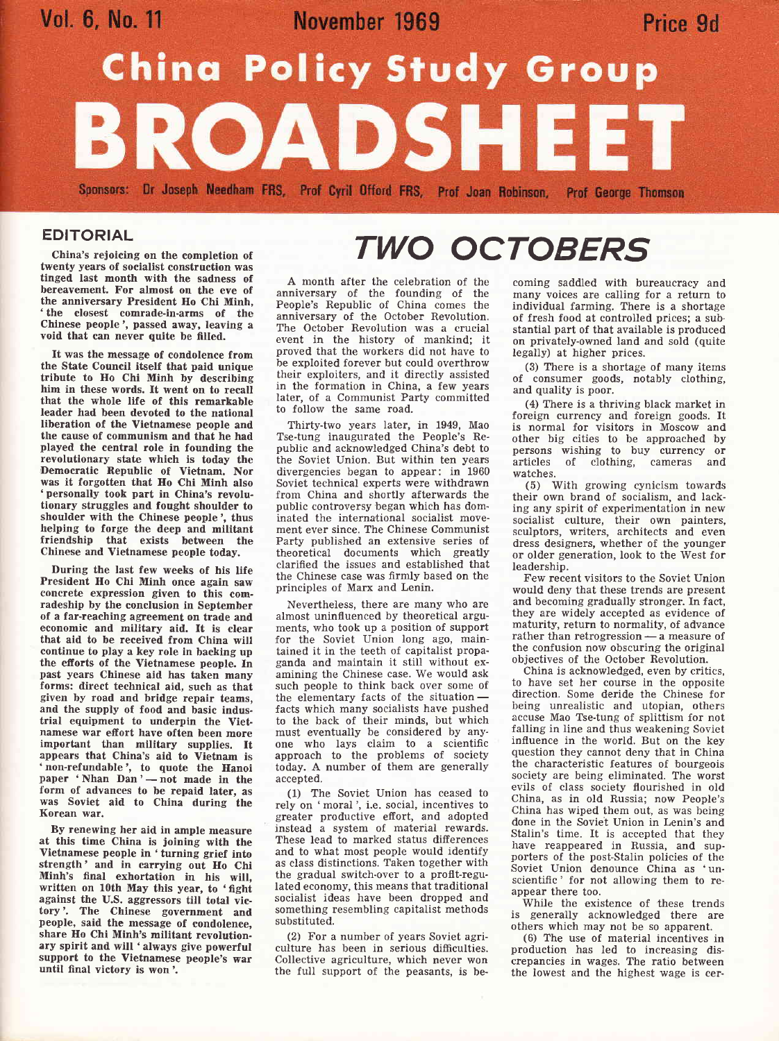# China Policy Study Group

# BROADSHEET

Sponsors: Dr Joseph Needham FRS, Prof Cyril Offord FRS, Prof Joan Robinson, Prof George Thomson

## EDITORIAL

China's rejoicing on the completion of twenty years of socialist construction was tinged last month with the sadness of bereavement. For almost on the eve of the anniversary President Ho Chi Minh, 'the closest comrade-in-arms of the Chinese people', passed away, leaving a void that can never quite be filled.

It was the message of condolence from the State Council itself that paid unique tribute to Ho Chi Minh by describing him in these words. It went on to recall that the whole life of this remarkable leader had been devoted to the national liberation of the Vietnamese people and the cause of communism and that he had played the central role in founding the revolutionary state which is today the Democratic Republic of Vietnam. Nor was it forgotten that Ho Chi Minh also 'personally took part in China's revolutionary struggles and fought shoulder to shoulder with the Chinese people', thus helping to forge the deep and militant friendship that exists between the Chinese and Vietnamese people today.

During the last few weeks of his life President Ho Chi Minh once again saw concrete expression given to this comradeship by the conclusion in September of a far-reaching agreement on trade and economic and military aid. It is clear that aid to be received from China will continue to play a key role in backing up the efforts of the Vietnamese people. In past years Chinese aid has taken many forms: direct technical aid, such as that given by road and bridge repair teams, and the supply of food and basic industrial equipment to underpin the Vietnamese war effort have often been more important than military supplies. It appears that China's aid to Vietnam is 'non-refundable', to quote the Hanoi paper 'Nhan Dan' — not made in the form of advances to be repaid later, as was Soviet aid to China during the Korean war.

By renewing her aid in ample measure at this time China is joining with the Vietnamese people in 'turning grief into strength' and in carrying out Ho Chi Minh's final exhortation in his will, written on 10th May this year, to 'fight against the U.S. aggressors till total victory'. The Chinese government and people, said the message of condolence, share Ho Chi Minh's militant revolutionary spirit and will 'always give powerful support to the Vietnamese people's war until final victory is won'.

# *TWO OCTOBERS*

A month after the celebration of the anniversary of the founding of the People's Republic of China comes the anniversary of the October Revolution. The October Revolution was a crucial event in the history of mankind; it proved that the workers did not have to be exploited forever but could overthrow their exploiters, and it directly assisted in the formation in China, a few years later, of a Communist Party committed to follow the same road.

Thirty-two years later, in 1949, Mao Tse-tung inaugurated the People's Republic and acknowledged China's debt to the Soviet Union. But within ten years divergencies began to appear: in 1960 Soviet technical experts were withdrawn from China and shortly afterwards the public controversy began which has dominated the international socialist movement ever since. The Chinese Communist Party published an extensive series of theoretical documents which greatly clarified the issues and established that the Chinese case was firmly based on the principles of Marx and Lenin.

Nevertheless, there are many who are almost uninfluenced by theoretical arguments, who took up a position of support for the Soviet Union long ago, maintained it in the teeth of capitalist propaganda and maintain it still without examining the Chinese case. We would ask such people to think back over some of the elementary facts of the situation — facts which many socialists have pushed to the back of their minds, but which must eventually be considered by anyone who lays claim to a scientific approach to the problems of society today. A number of them are generally accepted.

(1) The Soviet Union has ceased to rely on 'moral', i.e. social, incentives to greater productive effort, and adopted instead a system of material rewards. These lead to marked status differences and to what most people would identify as class distinctions. Taken together with the gradual switch-over to a profit-regulated economy, this means that traditional socialist ideas have been dropped and something resembling capitalist methods substituted.

(2) For a number of years Soviet agriculture has been in serious difficulties. Collective agriculture, which never won the full support of the peasants, is becoming saddled with bureaucracy and many voices are calling for a return to individual farming. There is a shortage of fresh food at controlled prices; a substantial part of that available is produced on privately-owned land and sold (quite legally) at higher prices.

(3) There is a shortage of many items of consumer goods, notably clothing, and quality is poor.

(4) There is a thriving black market in foreign currency and foreign goods. It is normal for visitors in Moscow and other big cities to be approached by persons wishing to buy currency or articles of clothing, cameras and watches.

(5) With growing cynicism towards their own brand of socialism, and lacking any spirit of experimentation in new socialist culture, their own painters, sculptors, writers, architects and even dress designers, whether of the younger or older generation, look to the West for leadership.

Few recent visitors to the Soviet Union would deny that these trends are present and becoming gradually stronger. In fact, they are widely accepted as evidence of maturity, return to normality, of advance rather than retrogression — a measure of the confusion now obscuring the original objectives of the October Revolution.

China is acknowledged, even by critics, to have set her course in the opposite direction. Some deride the Chinese for being unrealistic and utopian, others accuse Mao Tse-tung of splittism for not falling in line and thus weakening Soviet influence in the world. But on the key question they cannot deny that in China the characteristic features of bourgeois society are being eliminated. The worst evils of class society flourished in old China, as in old Russia; now People's China has wiped them out, as was being done in the Soviet Union in Lenin's and Stalin's time. It is accepted that they have reappeared in Russia, and supporters of the post-Stalin policies of the Soviet Union denounce China as 'unscientific' for not allowing them to reappear there too.

While the existence of these trends is generally acknowledged there are others which may not be so apparent.

(6) The use of material incentives in production has led to increasing discrepancies in wages. The ratio between the lowest and the highest wage is cer-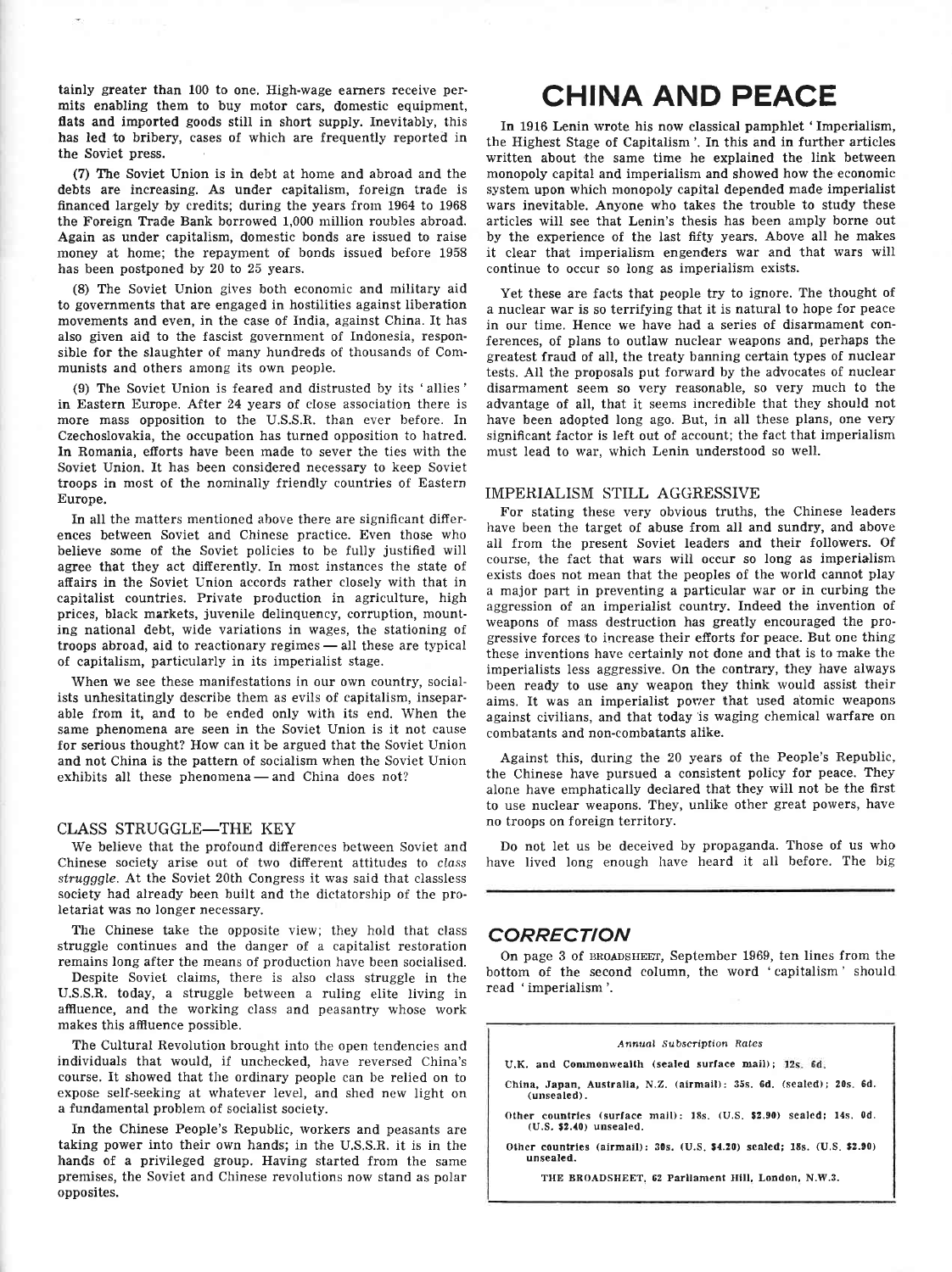tainly greater than 100 to one. High-wage earners receive permits enabling them to buy motor cars, domestic equipment, flats and imported goods still in short supply. Inevitably, this has led to bribery, cases of which are frequently reported in the Soviet press.

(7) The Soviet Union is in debt at home and abroad and the debts are increasing. As under capitalism, foreign trade is financed largely by credits; during the years from 1964 to 1968 the Foreign Trade Bank borrowed 1,000 million roubles abroad. Again as under capitalism, domestic bonds are issued to raise money at home; the repayment of bonds issued before 1958 has been postponed by 20 to 25 years.

(8) The Soviet Union gives both economic and military aid to governments that are engaged in hostilities against liberation movements and even, in the case of India, against China. It has also given aid to the fascist government of Indonesia, responsible for the slaughter of many hundreds of thousands of Communists and others among its own people.

(9) The Soviet Union is feared and distrusted by its 'allies' in Eastern Europe. After 24 years of close association there is more mass opposition to the U.S.S.R. than ever before. In Czechoslovakia, the occupation has turned opposition to hatred. In Romania, efforts have been made to sever the ties with the Soviet Union. It has been considered necessary to keep Soviet troops in most of the nominally friendly countries of Eastern Europe.

In all the matters mentioned above there are significant differences between Soviet and Chinese practice. Even those who believe some of the Soviet policies to be fully justified will agree that they act differently. In most instances the state of affairs in the Soviet Union accords rather closely with that in capitalist countries. Private production in agriculture, high prices, black markets, juvenile delinquency, corruption, mounting national debt, wide variations in wages, the stationing of troops abroad, aid to reactionary regimes — all these are typical of capitalism, particularly in its imperialist stage.

When we see these manifestations in our own country, socialists unhesitatingly describe them as evils of capitalism, inseparable from it, and to be ended only with its end. When the same phenomena are seen in the Soviet Union is it not cause for serious thought? How can it be argued that the Soviet Union and not China is the pattern of socialism when the Soviet Union exhibits all these phenomena — and China does not?

## CLASS STRUGGLE—THE KEY

We believe that the profound differences between Soviet and Chinese society arise out of two different attitudes to *class strugggle*. At the Soviet 20th Congress it was said that classless society had already been built and the dictatorship of the proletariat was no longer necessary.

The Chinese take the opposite view; they hold that class struggle continues and the danger of a capitalist restoration remains long after the means of production have been socialised.

Despite Soviet claims, there is also class struggle in the U.S.S.R. today, a struggle between a ruling elite living in affluence, and the working class and peasantry whose work makes this affluence possible.

The Cultural Revolution brought into the open tendencies and individuals that would, if unchecked, have reversed China's course. It showed that the ordinary people can be relied on to expose self-seeking at whatever level, and shed new light on a fundamental problem of socialist society.

In the Chinese People's Republic, workers and peasants are taking power into their own hands; in the U.S.S.R. it is in the hands of a privileged group. Having started from the same premises, the Soviet and Chinese revolutions now stand as polar opposites.

# CHINA AND PEACE

In 1916 Lenin wrote his now classical pamphlet 'Imperialism, the Highest Stage of Capitalism'. In this and in further articles written about the same time he explained the link between monopoly capital and imperialism and showed how the economic system upon which monopoly capital depended made imperialist wars inevitable. Anyone who takes the trouble to study these articles will see that Lenin's thesis has been amply borne out by the experience of the last fifty years. Above all he makes it clear that imperialism engenders war and that wars will continue to occur so long as imperialism exists.

Yet these are facts that people try to ignore. The thought of a nuclear war is so terrifying that it is natural to hope for peace in our time. Hence we have had a series of disarmament conferences, of plans to outlaw nuclear weapons and, perhaps the greatest fraud of all, the treaty banning certain types of nuclear tests. All the proposals put forward by the advocates of nuclear disarmament seem so very reasonable, so very much to the advantage of all, that it seems incredible that they should not have been adopted long ago. But, in all these plans, one very significant factor is left out of account; the fact that imperialism must lead to war, which Lenin understood so well.

## IMPERIALISM STILL AGGRESSIVE

For stating these very obvious truths, the Chinese leaders have been the target of abuse from all and sundry, and above all from the present Soviet leaders and their followers. Of course, the fact that wars will occur so long as imperialism exists does not mean that the peoples of the world cannot play a major part in preventing a particular war or in curbing the aggression of an imperialist country. Indeed the invention of weapons of mass destruction has greatly encouraged the progressive forces to increase their efforts for peace. But one thing these inventions have certainly not done and that is to make the imperialists less aggressive. On the contrary, they have always been ready to use any weapon they think would assist their aims. It was an imperialist power that used atomic weapons against civilians, and that today is waging chemical warfare on combatants and non-combatants alike.

Against this, during the 20 years of the People's Republic, the Chinese have pursued a consistent policy for peace. They alone have emphatically declared that they will not be the first to use nuclear weapons. They, unlike other great powers, have no troops on foreign territory.

Do not let us be deceived by propaganda. Those of us who have lived long enough have heard it all before. The big

## CORRECTION

On page 3 of BROADSHEET, September 1969, ten lines from the bottom of the second column, the word 'capitalism' should read 'imperialism'.

*Annual Subscription Rates*

**U.K. and Commonwealth (sealed surface mail): 12s. 6d.**

**China, Japan, Australia, N.Z. (airmail): 35s. 6d. (sealed); 20s. 6d. (unsealed).**

**Other countries (surface mail): 18s. (U.S. $2.90) sealed; 14s. 0d. (U.S. $2.40) unsealed.**

**Other countries (airmail): 30s. (U.S. $4.20) sealed; 18s. (U.S. $2.90) unsealed.**

**THE BROADSHEET, 62 Parliament Hill, London, N.W.3.**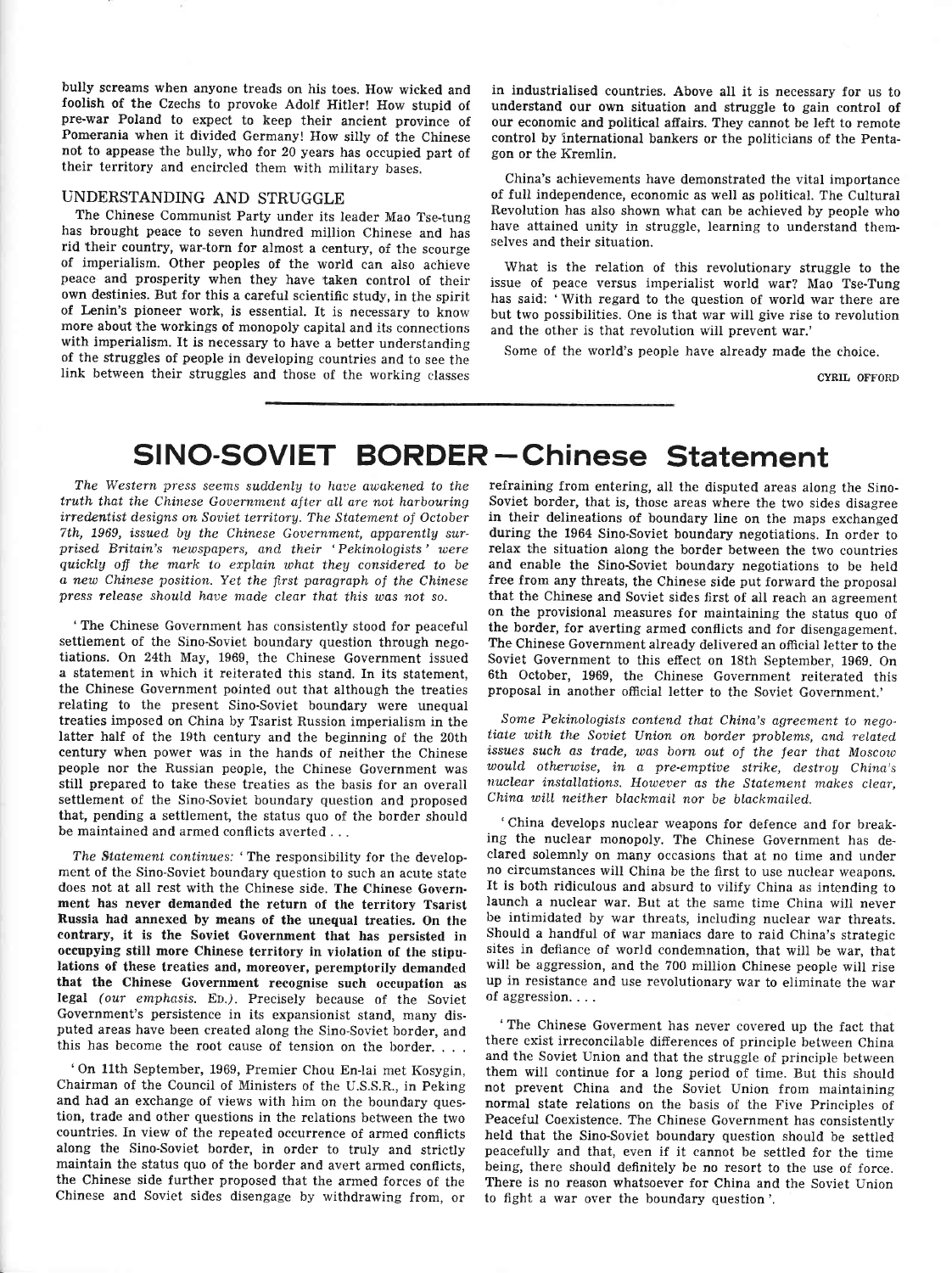bully screams when anyone treads on his toes. How wicked and foolish of the Czechs to provoke Adolf Hitler! How stupid of pre-war Poland to expect to keep their ancient province of Pomerania when it divided Germany! How silly of the Chinese not to appease the bully, who for 20 years has occupied part of their territory and encircled them with military bases.

## UNDERSTANDING AND STRUGGLE

The Chinese Communist Party under its leader Mao Tse-tung has brought peace to seven hundred million Chinese and has rid their country, war-torn for almost a century, of the scourge of imperialism. Other peoples of the world can also achieve peace and prosperity when they have taken control of their own destinies. But for this a careful scientific study, in the spirit of Lenin's pioneer work, is essential. It is necessary to know more about the workings of monopoly capital and its connections with imperialism. It is necessary to have a better understanding of the struggles of people in developing countries and to see the link between their struggles and those of the working classes in industrialised countries. Above all it is necessary for us to understand our own situation and struggle to gain control of our economic and political affairs. They cannot be left to remote control by international bankers or the politicians of the Pentagon or the Kremlin.

China's achievements have demonstrated the vital importance of full independence, economic as well as political. The Cultural Revolution has also shown what can be achieved by people who have attained unity in struggle, learning to understand themselves and their situation.

What is the relation of this revolutionary struggle to the issue of peace versus imperialist world war? Mao Tse-Tung has said: 'With regard to the question of world war there are but two possibilities. One is that war will give rise to revolution and the other is that revolution will prevent war.'

Some of the world's people have already made the choice.

CYRIL OFFORD

---

# SINO-SOVIET BORDER—Chinese Statement

*The Western press seems suddenly to have awakened to the truth that the Chinese Government after all are not harbouring irredentist designs on Soviet territory. The Statement of October 7th, 1969, issued by the Chinese Government, apparently surprised Britain's newspapers, and their 'Pekinologists' were quickly off the mark to explain what they considered to be a new Chinese position. Yet the first paragraph of the Chinese press release should have made clear that this was not so.*

'The Chinese Government has consistently stood for peaceful settlement of the Sino-Soviet boundary question through negotiations. On 24th May, 1969, the Chinese Government issued a statement in which it reiterated this stand. In its statement, the Chinese Government pointed out that although the treaties relating to the present Sino-Soviet boundary were unequal treaties imposed on China by Tsarist Russion imperialism in the latter half of the 19th century and the beginning of the 20th century when power was in the hands of neither the Chinese people nor the Russian people, the Chinese Government was still prepared to take these treaties as the basis for an overall settlement of the Sino-Soviet boundary question and proposed that, pending a settlement, the status quo of the border should be maintained and armed conflicts averted . . .

*The Statement continues:* 'The responsibility for the development of the Sino-Soviet boundary question to such an acute state does not at all rest with the Chinese side. **The Chinese Government has never demanded the return of the territory Tsarist Russia had annexed by means of the unequal treaties. On the contrary, it is the Soviet Government that has persisted in occupying still more Chinese territory in violation of the stipulations of these treaties and, moreover, peremptorily demanded that the Chinese Government recognise such occupation as legal** *(our emphasis.* ED.). Precisely because of the Soviet Government's persistence in its expansionist stand, many disputed areas have been created along the Sino-Soviet border, and this has become the root cause of tension on the border. . . .

'On 11th September, 1969, Premier Chou En-lai met Kosygin, Chairman of the Council of Ministers of the U.S.S.R., in Peking and had an exchange of views with him on the boundary question, trade and other questions in the relations between the two countries. In view of the repeated occurrence of armed conflicts along the Sino-Soviet border, in order to truly and strictly maintain the status quo of the border and avert armed conflicts, the Chinese side further proposed that the armed forces of the Chinese and Soviet sides disengage by withdrawing from, or refraining from entering, all the disputed areas along the Sino-Soviet border, that is, those areas where the two sides disagree in their delineations of boundary line on the maps exchanged during the 1964 Sino-Soviet boundary negotiations. In order to relax the situation along the border between the two countries and enable the Sino-Soviet boundary negotiations to be held free from any threats, the Chinese side put forward the proposal that the Chinese and Soviet sides first of all reach an agreement on the provisional measures for maintaining the status quo of the border, for averting armed conflicts and for disengagement. The Chinese Government already delivered an official letter to the Soviet Government to this effect on 18th September, 1969. On 6th October, 1969, the Chinese Government reiterated this proposal in another official letter to the Soviet Government.'

*Some Pekinologists contend that China's agreement to negotiate with the Soviet Union on border problems, and related issues such as trade, was born out of the fear that Moscow would otherwise, in a pre-emptive strike, destroy China's nuclear installations. However as the Statement makes clear, China will neither blackmail nor be blackmailed.*

'China develops nuclear weapons for defence and for breaking the nuclear monopoly. The Chinese Government has declared solemnly on many occasions that at no time and under no circumstances will China be the first to use nuclear weapons. It is both ridiculous and absurd to vilify China as intending to launch a nuclear war. But at the same time China will never be intimidated by war threats, including nuclear war threats. Should a handful of war maniacs dare to raid China's strategic sites in defiance of world condemnation, that will be war, that will be aggression, and the 700 million Chinese people will rise up in resistance and use revolutionary war to eliminate the war of aggression. . . .

'The Chinese Goverment has never covered up the fact that there exist irreconcilable differences of principle between China and the Soviet Union and that the struggle of principle between them will continue for a long period of time. But this should not prevent China and the Soviet Union from maintaining normal state relations on the basis of the Five Principles of Peaceful Coexistence. The Chinese Government has consistently held that the Sino-Soviet boundary question should be settled peacefully and that, even if it cannot be settled for the time being, there should definitely be no resort to the use of force. There is no reason whatsoever for China and the Soviet Union to fight a war over the boundary question'.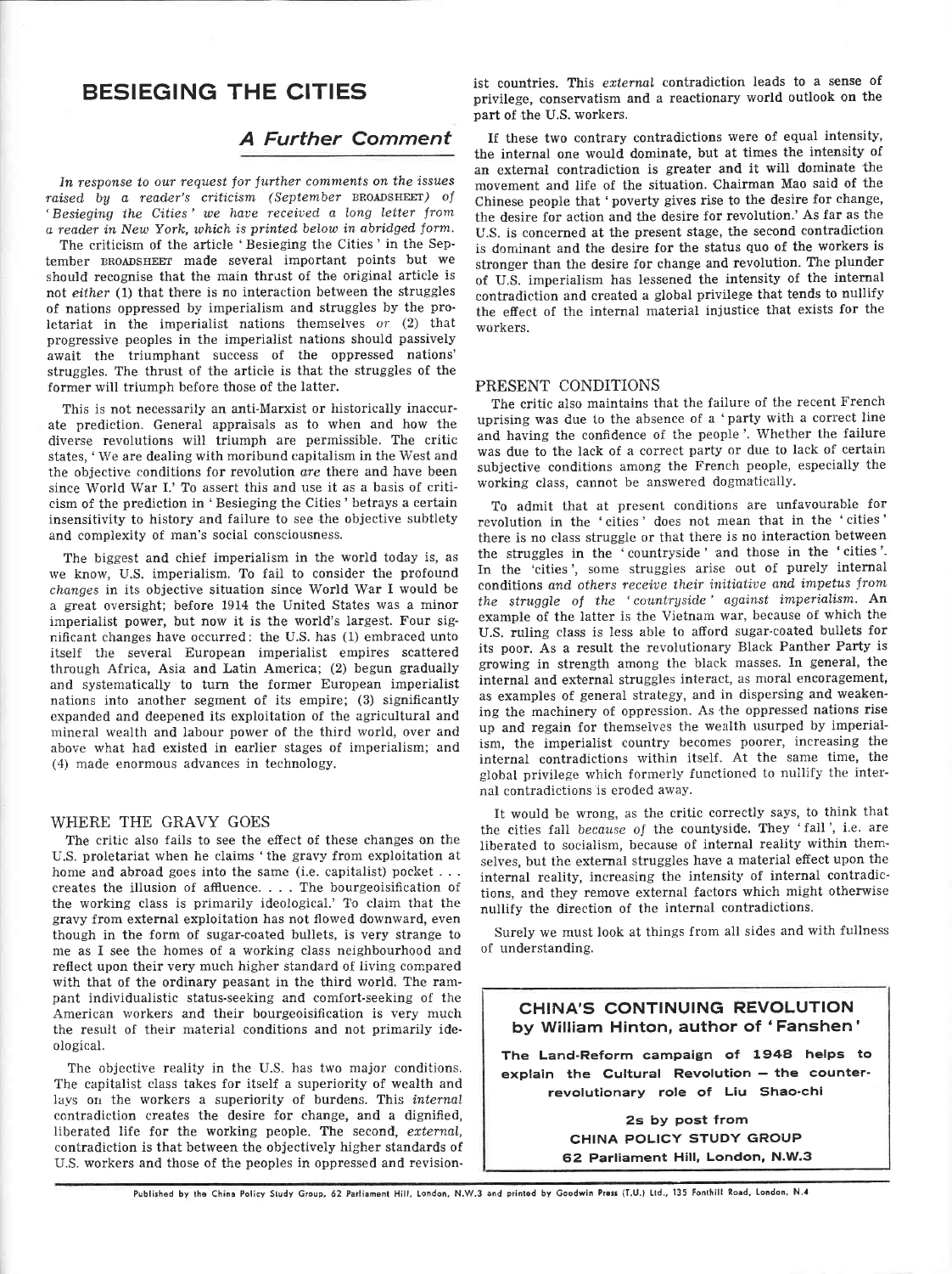## BESIEGING THE CITIES

### *A Further Comment*

*In response to our request for further comments on the issues raised by a reader's criticism (September* BROADSHEET) *of 'Besieging the Cities' we have received a long letter from a reader in New York, which is printed below in abridged form.*

The criticism of the article 'Besieging the Cities' in the September BROADSHEET made several important points but we should recognise that the main thrust of the original article is not *either* (1) that there is no interaction between the struggles of nations oppressed by imperialism and struggles by the proletariat in the imperialist nations themselves *or* (2) that progressive peoples in the imperialist nations should passively await the triumphant success of the oppressed nations' struggles. The thrust of the article is that the struggles of the former will triumph before those of the latter.

This is not necessarily an anti-Marxist or historically inaccurate prediction. General appraisals as to when and how the diverse revolutions will triumph are permissible. The critic states, 'We are dealing with moribund capitalism in the West and the objective conditions for revolution *are* there and have been since World War I.' To assert this and use it as a basis of criticism of the prediction in 'Besieging the Cities' betrays a certain insensitivity to history and failure to see the objective subtlety and complexity of man's social consciousness.

The biggest and chief imperialism in the world today is, as we know, U.S. imperialism. To fail to consider the profound *changes* in its objective situation since World War I would be a great oversight; before 1914 the United States was a minor imperialist power, but now it is the world's largest. Four significant changes have occurred: the U.S. has (1) embraced unto itself the several European imperialist empires scattered through Africa, Asia and Latin America; (2) begun gradually and systematically to turn the former European imperialist nations into another segment of its empire; (3) significantly expanded and deepened its exploitation of the agricultural and mineral wealth and labour power of the third world, over and above what had existed in earlier stages of imperialism; and (4) made enormous advances in technology.

#### WHERE THE GRAVY GOES

The critic also fails to see the effect of these changes on the U.S. proletariat when he claims 'the gravy from exploitation at home and abroad goes into the same (i.e. capitalist) pocket . . . creates the illusion of affluence. . . . The bourgeoisification of the working class is primarily ideological.' To claim that the gravy from external exploitation has not flowed downward, even though in the form of sugar-coated bullets, is very strange to me as I see the homes of a working class neighbourhood and reflect upon their very much higher standard of living compared with that of the ordinary peasant in the third world. The rampant individualistic status-seeking and comfort-seeking of the American workers and their bourgeoisification is very much the result of their material conditions and not primarily ideological.

The objective reality in the U.S. has two major conditions. The capitalist class takes for itself a superiority of wealth and lays on the workers a superiority of burdens. This *internal* contradiction creates the desire for change, and a dignified, liberated life for the working people. The second, *external*, contradiction is that between the objectively higher standards of U.S. workers and those of the peoples in oppressed and revisionist countries. This *external* contradiction leads to a sense of privilege, conservatism and a reactionary world outlook on the part of the U.S. workers.

If these two contrary contradictions were of equal intensity, the internal one would dominate, but at times the intensity of an external contradiction is greater and it will dominate the movement and life of the situation. Chairman Mao said of the Chinese people that 'poverty gives rise to the desire for change, the desire for action and the desire for revolution.' As far as the U.S. is concerned at the present stage, the second contradiction is dominant and the desire for the status quo of the workers is stronger than the desire for change and revolution. The plunder of U.S. imperialism has lessened the intensity of the internal contradiction and created a global privilege that tends to nullify the effect of the internal material injustice that exists for the workers.

#### PRESENT CONDITIONS

The critic also maintains that the failure of the recent French uprising was due to the absence of a 'party with a correct line and having the confidence of the people'. Whether the failure was due to the lack of a correct party or due to lack of certain subjective conditions among the French people, especially the working class, cannot be answered dogmatically.

To admit that at present conditions are unfavourable for revolution in the 'cities' does not mean that in the 'cities' there is no class struggle or that there is no interaction between the struggles in the 'countryside' and those in the 'cities'. In the 'cities', some struggles arise out of purely internal conditions *and others receive their initiative and impetus from the struggle of the 'countryside' against imperialism.* An example of the latter is the Vietnam war, because of which the U.S. ruling class is less able to afford sugar-coated bullets for its poor. As a result the revolutionary Black Panther Party is growing in strength among the black masses. In general, the internal and external struggles interact, as moral encouragement, as examples of general strategy, and in dispersing and weakening the machinery of oppression. As the oppressed nations rise up and regain for themselves the wealth usurped by imperialism, the imperialist country becomes poorer, increasing the internal contradictions within itself. At the same time, the global privilege which formerly functioned to nullify the internal contradictions is eroded away.

It would be wrong, as the critic correctly says, to think that the cities fall *because of* the countyside. They 'fall', i.e. are liberated to socialism, because of internal reality within themselves, but the external struggles have a material effect upon the internal reality, increasing the intensity of internal contradictions, and they remove external factors which might otherwise nullify the direction of the internal contradictions.

Surely we must look at things from all sides and with fullness of understanding.

---

**CHINA'S CONTINUING REVOLUTION**
**by William Hinton, author of 'Fanshen'**

**The Land-Reform campaign of 1948 helps to explain the Cultural Revolution — the counter-revolutionary role of Liu Shao-chi**

**2s by post from**
**CHINA POLICY STUDY GROUP**
**62 Parliament Hill, London, N.W.3**

---

Published by the China Policy Study Group, 62 Parliament Hill, London, N.W.3 and printed by Goodwin Press (T.U.) Ltd., 135 Fonthill Road, London, N.4